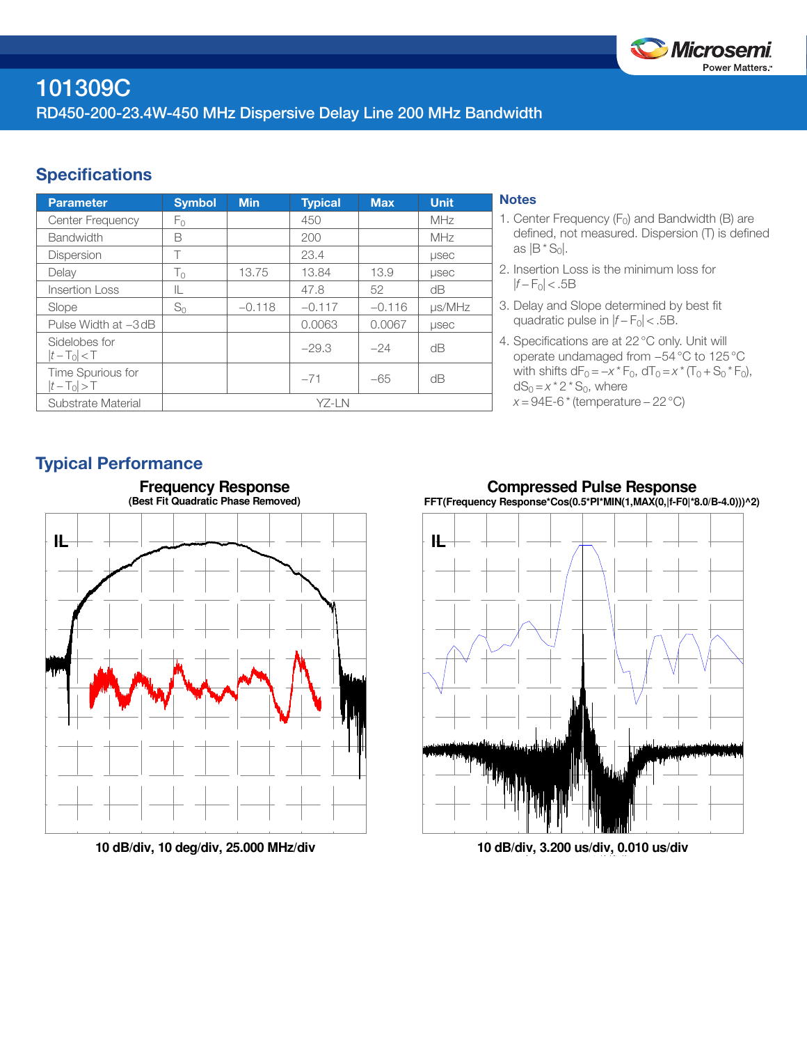# 101309C

RD450-200-23.4W-450 MHz Dispersive Delay Line 200 MHz Bandwidth

## Specifications

| Parameter | Symbol | Min | Typical | Max | Unit |
|---|---|---|---|---|---|
| Center Frequency | $F_0$ | | 450 | | MHz |
| Bandwidth | B | | 200 | | MHz |
| Dispersion | T | | 23.4 | | μsec |
| Delay | $T_0$ | 13.75 | 13.84 | 13.9 | μsec |
| Insertion Loss | IL | | 47.8 | 52 | dB |
| Slope | $S_0$ | −0.118 | −0.117 | −0.116 | μs/MHz |
| Pulse Width at −3 dB | | | 0.0063 | 0.0067 | μsec |
| Sidelobes for $\lvert t-T_0\rvert < T$ | | | −29.3 | −24 | dB |
| Time Spurious for $\lvert t-T_0\rvert > T$ | | | −71 | −65 | dB |
| Substrate Material | YZ-LN | | | | |

### Notes

1. Center Frequency ($F_0$) and Bandwidth (B) are defined, not measured. Dispersion (T) is defined as $\lvert B * S_0\rvert$.
2. Insertion Loss is the minimum loss for $\lvert f-F_0\rvert < .5B$
3. Delay and Slope determined by best fit quadratic pulse in $\lvert f-F_0\rvert < .5B$.
4. Specifications are at 22 °C only. Unit will operate undamaged from −54 °C to 125 °C with shifts $dF_0 = -x * F_0$, $dT_0 = x * (T_0 + S_0 * F_0)$, $dS_0 = x * 2 * S_0$, where $x = 94E\text{-}6 * (\text{temperature} - 22\,°C)$

## Typical Performance

**Frequency Response**
(Best Fit Quadratic Phase Removed)

10 dB/div, 10 deg/div, 25.000 MHz/div

**Compressed Pulse Response**
FFT(Frequency Response*Cos(0.5*PI*MIN(1,MAX(0,|f-F0|*8.0/B-4.0)))^2)

10 dB/div, 3.200 us/div, 0.010 us/div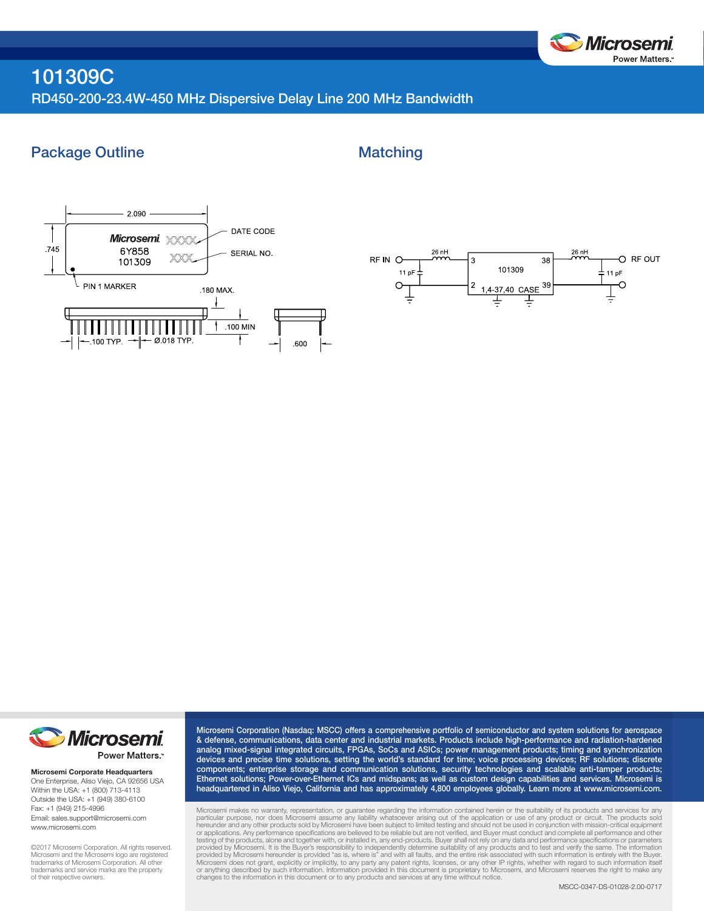# 101309C

RD450-200-23.4W-450 MHz Dispersive Delay Line 200 MHz Bandwidth

## Package Outline

2.090

.745

Microsemi XXXX

6Y858

101309 XXX

DATE CODE

SERIAL NO.

PIN 1 MARKER

.180 MAX.

.100 MIN

.100 TYP.

Ø.018 TYP.

.600

## Matching

RF IN

26 nH

11 pF

3

101309

38

26 nH

RF OUT

11 pF

2

1,4-37,40 CASE

39

---

**Microsemi Corporate Headquarters**
One Enterprise, Aliso Viejo, CA 92656 USA
Within the USA: +1 (800) 713-4113
Outside the USA: +1 (949) 380-6100
Fax: +1 (949) 215-4996
Email: sales.support@microsemi.com
www.microsemi.com

©2017 Microsemi Corporation. All rights reserved. Microsemi and the Microsemi logo are registered trademarks of Microsemi Corporation. All other trademarks and service marks are the property of their respective owners.

Microsemi Corporation (Nasdaq: MSCC) offers a comprehensive portfolio of semiconductor and system solutions for aerospace & defense, communications, data center and industrial markets. Products include high-performance and radiation-hardened analog mixed-signal integrated circuits, FPGAs, SoCs and ASICs; power management products; timing and synchronization devices and precise time solutions, setting the world's standard for time; voice processing devices; RF solutions; discrete components; enterprise storage and communication solutions, security technologies and scalable anti-tamper products; Ethernet solutions; Power-over-Ethernet ICs and midspans; as well as custom design capabilities and services. Microsemi is headquartered in Aliso Viejo, California and has approximately 4,800 employees globally. Learn more at www.microsemi.com.

Microsemi makes no warranty, representation, or guarantee regarding the information contained herein or the suitability of its products and services for any particular purpose, nor does Microsemi assume any liability whatsoever arising out of the application or use of any product or circuit. The products sold hereunder and any other products sold by Microsemi have been subject to limited testing and should not be used in conjunction with mission-critical equipment or applications. Any performance specifications are believed to be reliable but are not verified, and Buyer must conduct and complete all performance and other testing of the products, alone and together with, or installed in, any end-products. Buyer shall not rely on any data and performance specifications or parameters provided by Microsemi. It is the Buyer's responsibility to independently determine suitability of any products and to test and verify the same. The information provided by Microsemi hereunder is provided "as is, where is" and with all faults, and the entire risk associated with such information is entirely with the Buyer. Microsemi does not grant, explicitly or implicitly, to any party any patent rights, licenses, or any other IP rights, whether with regard to such information itself or anything described by such information. Information provided in this document is proprietary to Microsemi, and Microsemi reserves the right to make any changes to the information in this document or to any products and services at any time without notice.

MSCC-0347-DS-01028-2.00-0717